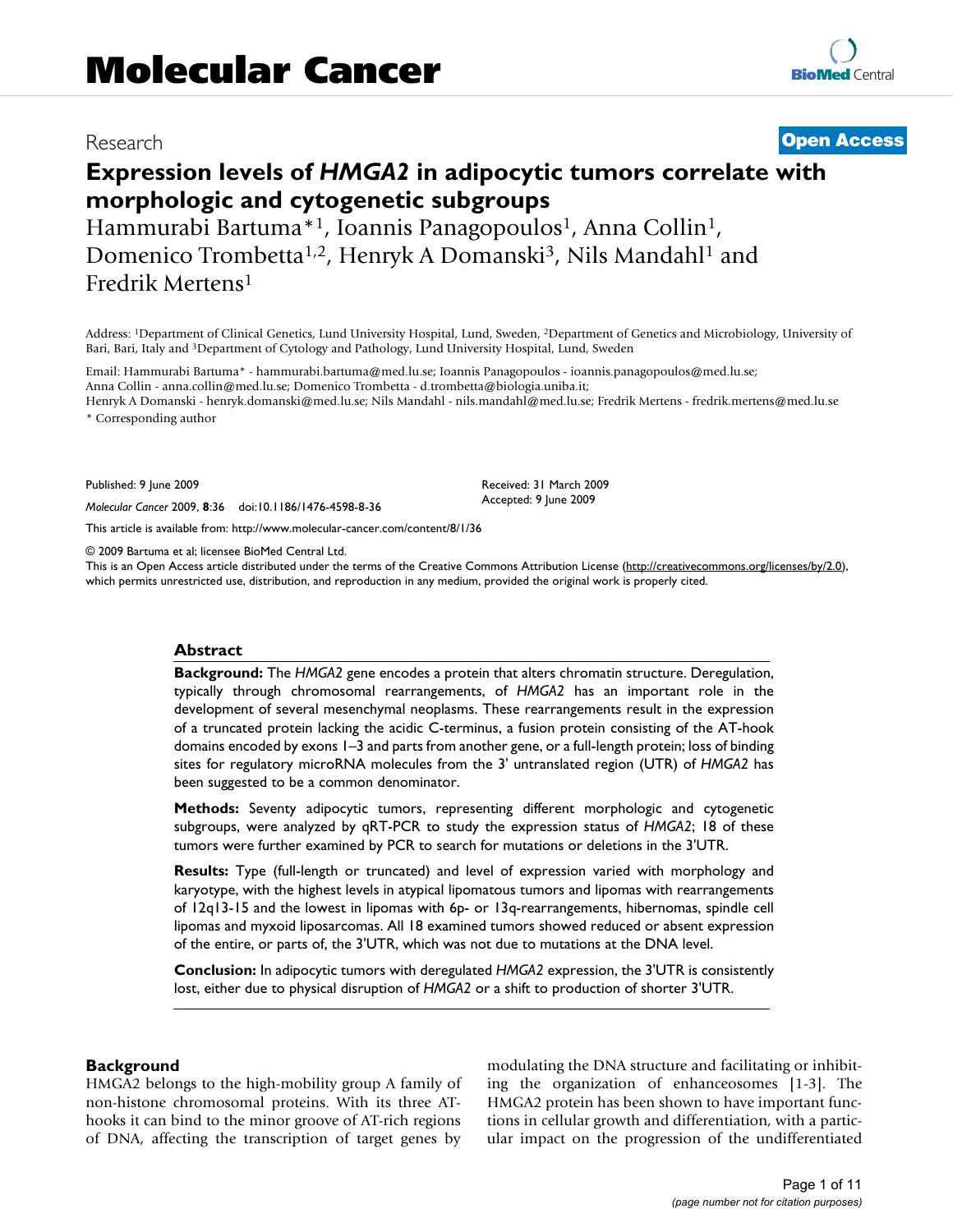# Molecular Cancer

Research

**Open Access**

# Expression levels of *HMGA2* in adipocytic tumors correlate with morphologic and cytogenetic subgroups

Hammurabi Bartuma*[1], Ioannis Panagopoulos[1], Anna Collin[1], Domenico Trombetta[1,2], Henryk A Domanski[3], Nils Mandahl[1] and Fredrik Mertens[1]

Address: [1]Department of Clinical Genetics, Lund University Hospital, Lund, Sweden, [2]Department of Genetics and Microbiology, University of Bari, Bari, Italy and [3]Department of Cytology and Pathology, Lund University Hospital, Lund, Sweden

Email: Hammurabi Bartuma* - hammurabi.bartuma@med.lu.se; Ioannis Panagopoulos - ioannis.panagopoulos@med.lu.se; Anna Collin - anna.collin@med.lu.se; Domenico Trombetta - d.trombetta@biologia.uniba.it; Henryk A Domanski - henryk.domanski@med.lu.se; Nils Mandahl - nils.mandahl@med.lu.se; Fredrik Mertens - fredrik.mertens@med.lu.se

* Corresponding author

Published: 9 June 2009

*Molecular Cancer* 2009, **8**:36 doi:10.1186/1476-4598-8-36

Received: 31 March 2009

Accepted: 9 June 2009

This article is available from: http://www.molecular-cancer.com/content/8/1/36

© 2009 Bartuma et al; licensee BioMed Central Ltd.

This is an Open Access article distributed under the terms of the Creative Commons Attribution License (http://creativecommons.org/licenses/by/2.0), which permits unrestricted use, distribution, and reproduction in any medium, provided the original work is properly cited.

## Abstract

**Background:** The *HMGA2* gene encodes a protein that alters chromatin structure. Deregulation, typically through chromosomal rearrangements, of *HMGA2* has an important role in the development of several mesenchymal neoplasms. These rearrangements result in the expression of a truncated protein lacking the acidic C-terminus, a fusion protein consisting of the AT-hook domains encoded by exons 1–3 and parts from another gene, or a full-length protein; loss of binding sites for regulatory microRNA molecules from the 3' untranslated region (UTR) of *HMGA2* has been suggested to be a common denominator.

**Methods:** Seventy adipocytic tumors, representing different morphologic and cytogenetic subgroups, were analyzed by qRT-PCR to study the expression status of *HMGA2*; 18 of these tumors were further examined by PCR to search for mutations or deletions in the 3'UTR.

**Results:** Type (full-length or truncated) and level of expression varied with morphology and karyotype, with the highest levels in atypical lipomatous tumors and lipomas with rearrangements of 12q13-15 and the lowest in lipomas with 6p- or 13q-rearrangements, hibernomas, spindle cell lipomas and myxoid liposarcomas. All 18 examined tumors showed reduced or absent expression of the entire, or parts of, the 3'UTR, which was not due to mutations at the DNA level.

**Conclusion:** In adipocytic tumors with deregulated *HMGA2* expression, the 3'UTR is consistently lost, either due to physical disruption of *HMGA2* or a shift to production of shorter 3'UTR.

## Background

HMGA2 belongs to the high-mobility group A family of non-histone chromosomal proteins. With its three AT-hooks it can bind to the minor groove of AT-rich regions of DNA, affecting the transcription of target genes by modulating the DNA structure and facilitating or inhibiting the organization of enhanceosomes [1-3]. The HMGA2 protein has been shown to have important functions in cellular growth and differentiation, with a particular impact on the progression of the undifferentiated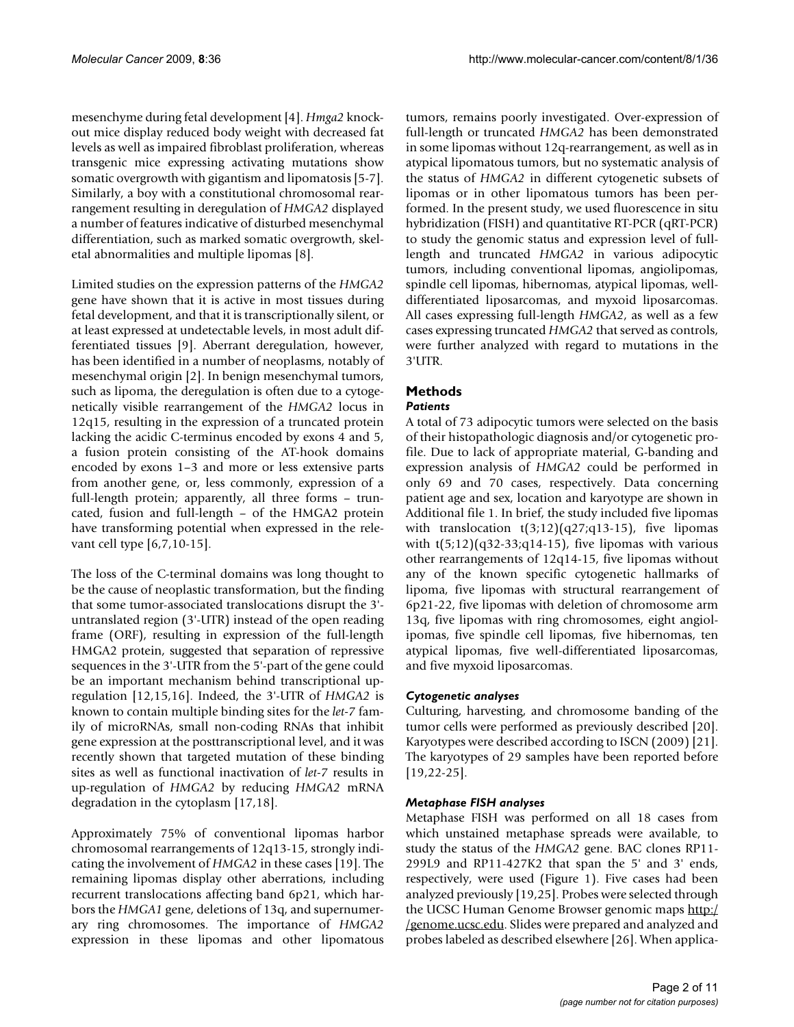mesenchyme during fetal development [4]. *Hmga2* knockout mice display reduced body weight with decreased fat levels as well as impaired fibroblast proliferation, whereas transgenic mice expressing activating mutations show somatic overgrowth with gigantism and lipomatosis [5-7]. Similarly, a boy with a constitutional chromosomal rearrangement resulting in deregulation of *HMGA2* displayed a number of features indicative of disturbed mesenchymal differentiation, such as marked somatic overgrowth, skeletal abnormalities and multiple lipomas [8].

Limited studies on the expression patterns of the *HMGA2* gene have shown that it is active in most tissues during fetal development, and that it is transcriptionally silent, or at least expressed at undetectable levels, in most adult differentiated tissues [9]. Aberrant deregulation, however, has been identified in a number of neoplasms, notably of mesenchymal origin [2]. In benign mesenchymal tumors, such as lipoma, the deregulation is often due to a cytogenetically visible rearrangement of the *HMGA2* locus in 12q15, resulting in the expression of a truncated protein lacking the acidic C-terminus encoded by exons 4 and 5, a fusion protein consisting of the AT-hook domains encoded by exons 1–3 and more or less extensive parts from another gene, or, less commonly, expression of a full-length protein; apparently, all three forms – truncated, fusion and full-length – of the HMGA2 protein have transforming potential when expressed in the relevant cell type [6,7,10-15].

The loss of the C-terminal domains was long thought to be the cause of neoplastic transformation, but the finding that some tumor-associated translocations disrupt the 3'-untranslated region (3'-UTR) instead of the open reading frame (ORF), resulting in expression of the full-length HMGA2 protein, suggested that separation of repressive sequences in the 3'-UTR from the 5'-part of the gene could be an important mechanism behind transcriptional up-regulation [12,15,16]. Indeed, the 3'-UTR of *HMGA2* is known to contain multiple binding sites for the *let-7* family of microRNAs, small non-coding RNAs that inhibit gene expression at the posttranscriptional level, and it was recently shown that targeted mutation of these binding sites as well as functional inactivation of *let-7* results in up-regulation of *HMGA2* by reducing *HMGA2* mRNA degradation in the cytoplasm [17,18].

Approximately 75% of conventional lipomas harbor chromosomal rearrangements of 12q13-15, strongly indicating the involvement of *HMGA2* in these cases [19]. The remaining lipomas display other aberrations, including recurrent translocations affecting band 6p21, which harbors the *HMGA1* gene, deletions of 13q, and supernumerary ring chromosomes. The importance of *HMGA2* expression in these lipomas and other lipomatous tumors, remains poorly investigated. Over-expression of full-length or truncated *HMGA2* has been demonstrated in some lipomas without 12q-rearrangement, as well as in atypical lipomatous tumors, but no systematic analysis of the status of *HMGA2* in different cytogenetic subsets of lipomas or in other lipomatous tumors has been performed. In the present study, we used fluorescence in situ hybridization (FISH) and quantitative RT-PCR (qRT-PCR) to study the genomic status and expression level of full-length and truncated *HMGA2* in various adipocytic tumors, including conventional lipomas, angiolipomas, spindle cell lipomas, hibernomas, atypical lipomas, well-differentiated liposarcomas, and myxoid liposarcomas. All cases expressing full-length *HMGA2*, as well as a few cases expressing truncated *HMGA2* that served as controls, were further analyzed with regard to mutations in the 3'UTR.

## Methods

### *Patients*

A total of 73 adipocytic tumors were selected on the basis of their histopathologic diagnosis and/or cytogenetic profile. Due to lack of appropriate material, G-banding and expression analysis of *HMGA2* could be performed in only 69 and 70 cases, respectively. Data concerning patient age and sex, location and karyotype are shown in Additional file 1. In brief, the study included five lipomas with translocation t(3;12)(q27;q13-15), five lipomas with t(5;12)(q32-33;q14-15), five lipomas with various other rearrangements of 12q14-15, five lipomas without any of the known specific cytogenetic hallmarks of lipoma, five lipomas with structural rearrangement of 6p21-22, five lipomas with deletion of chromosome arm 13q, five lipomas with ring chromosomes, eight angiolipomas, five spindle cell lipomas, five hibernomas, ten atypical lipomas, five well-differentiated liposarcomas, and five myxoid liposarcomas.

### *Cytogenetic analyses*

Culturing, harvesting, and chromosome banding of the tumor cells were performed as previously described [20]. Karyotypes were described according to ISCN (2009) [21]. The karyotypes of 29 samples have been reported before [19,22-25].

### *Metaphase FISH analyses*

Metaphase FISH was performed on all 18 cases from which unstained metaphase spreads were available, to study the status of the *HMGA2* gene. BAC clones RP11-299L9 and RP11-427K2 that span the 5' and 3' ends, respectively, were used (Figure 1). Five cases had been analyzed previously [19,25]. Probes were selected through the UCSC Human Genome Browser genomic maps http://genome.ucsc.edu. Slides were prepared and analyzed and probes labeled as described elsewhere [26]. When applica-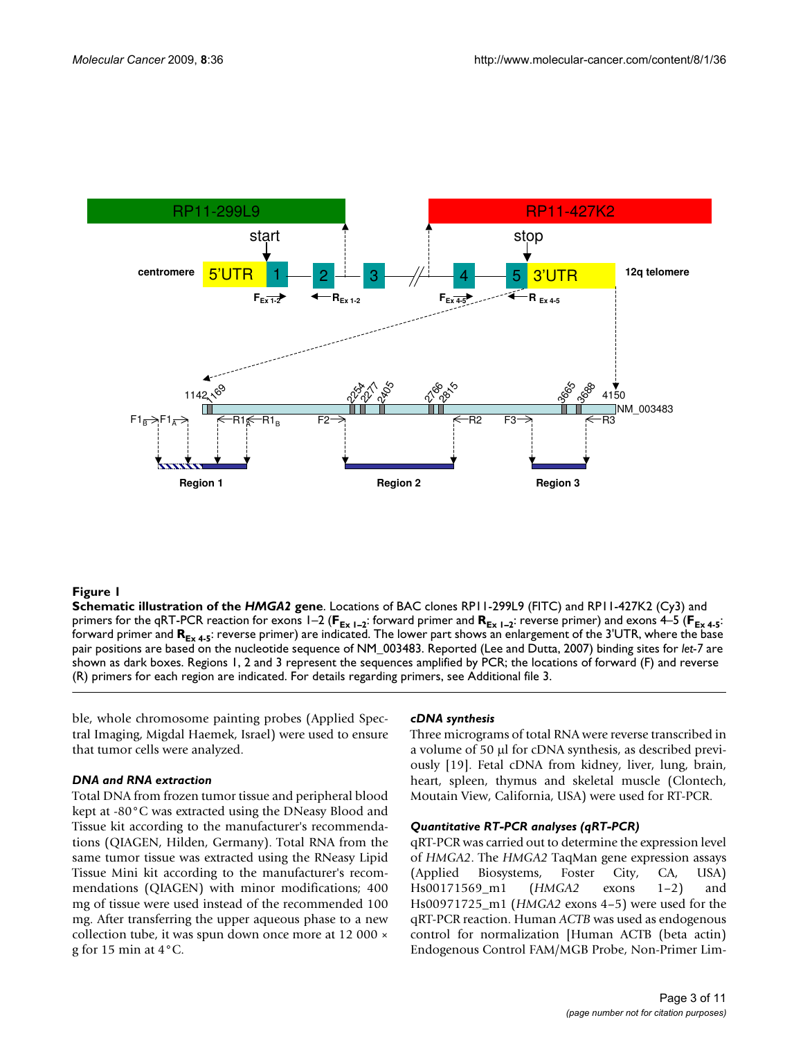**Figure 1**

**Schematic illustration of the *HMGA2* gene**. Locations of BAC clones RP11-299L9 (FITC) and RP11-427K2 (Cy3) and primers for the qRT-PCR reaction for exons 1–2 (**$F_{Ex\ 1-2}$**: forward primer and **$R_{Ex\ 1-2}$**: reverse primer) and exons 4–5 (**$F_{Ex\ 4-5}$**: forward primer and **$R_{Ex\ 4-5}$**: reverse primer) are indicated. The lower part shows an enlargement of the 3'UTR, where the base pair positions are based on the nucleotide sequence of NM_003483. Reported (Lee and Dutta, 2007) binding sites for *let*-7 are shown as dark boxes. Regions 1, 2 and 3 represent the sequences amplified by PCR; the locations of forward (F) and reverse (R) primers for each region are indicated. For details regarding primers, see Additional file 3.

ble, whole chromosome painting probes (Applied Spectral Imaging, Migdal Haemek, Israel) were used to ensure that tumor cells were analyzed.

### *DNA and RNA extraction*

Total DNA from frozen tumor tissue and peripheral blood kept at -80°C was extracted using the DNeasy Blood and Tissue kit according to the manufacturer's recommendations (QIAGEN, Hilden, Germany). Total RNA from the same tumor tissue was extracted using the RNeasy Lipid Tissue Mini kit according to the manufacturer's recommendations (QIAGEN) with minor modifications; 400 mg of tissue were used instead of the recommended 100 mg. After transferring the upper aqueous phase to a new collection tube, it was spun down once more at 12 000 × g for 15 min at 4°C.

### *cDNA synthesis*

Three micrograms of total RNA were reverse transcribed in a volume of 50 μl for cDNA synthesis, as described previously [19]. Fetal cDNA from kidney, liver, lung, brain, heart, spleen, thymus and skeletal muscle (Clontech, Moutain View, California, USA) were used for RT-PCR.

### *Quantitative RT-PCR analyses (qRT-PCR)*

qRT-PCR was carried out to determine the expression level of *HMGA2*. The *HMGA2* TaqMan gene expression assays (Applied Biosystems, Foster City, CA, USA) Hs00171569_m1 (*HMGA2* exons 1–2) and Hs00971725_m1 (*HMGA2* exons 4–5) were used for the qRT-PCR reaction. Human *ACTB* was used as endogenous control for normalization [Human ACTB (beta actin) Endogenous Control FAM/MGB Probe, Non-Primer Lim-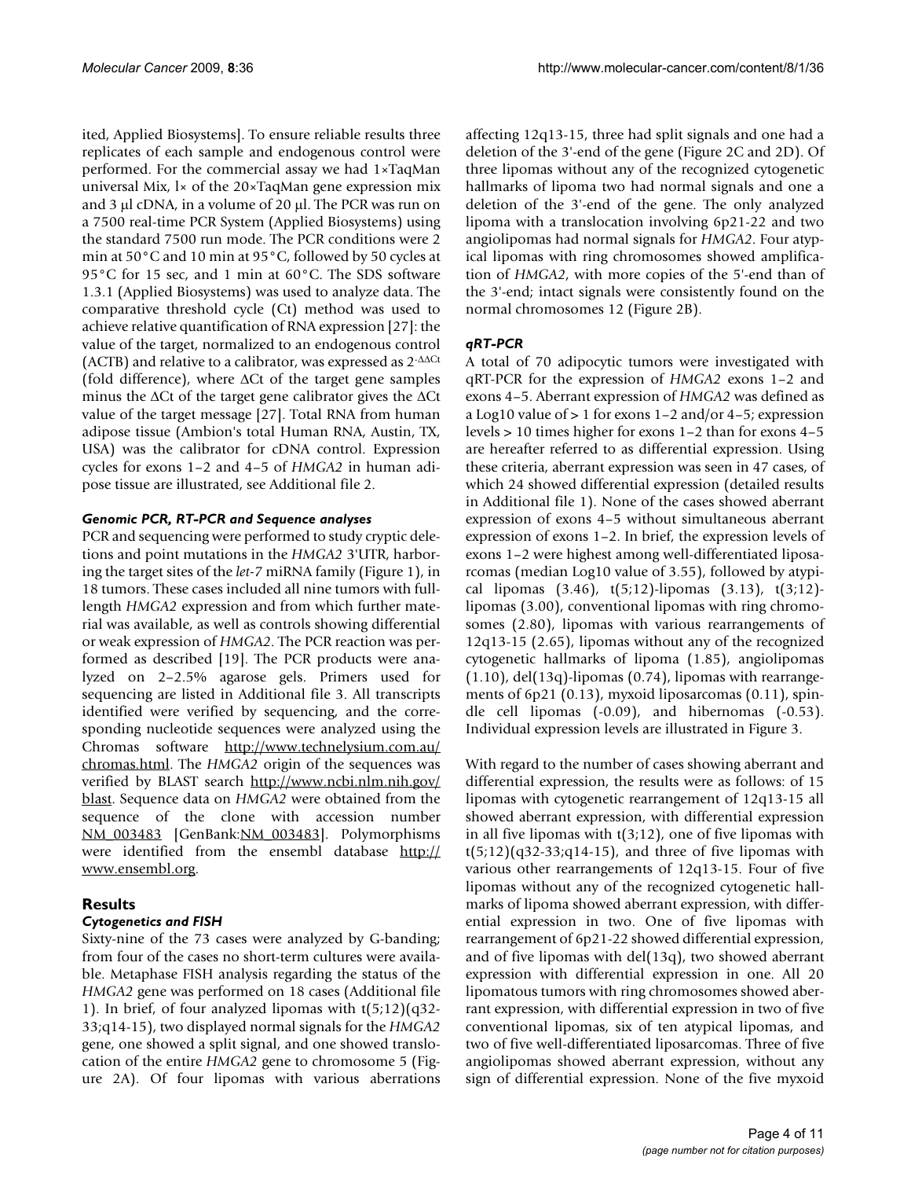ited, Applied Biosystems]. To ensure reliable results three replicates of each sample and endogenous control were performed. For the commercial assay we had 1×TaqMan universal Mix, l× of the 20×TaqMan gene expression mix and 3 μl cDNA, in a volume of 20 μl. The PCR was run on a 7500 real-time PCR System (Applied Biosystems) using the standard 7500 run mode. The PCR conditions were 2 min at 50°C and 10 min at 95°C, followed by 50 cycles at 95°C for 15 sec, and 1 min at 60°C. The SDS software 1.3.1 (Applied Biosystems) was used to analyze data. The comparative threshold cycle (Ct) method was used to achieve relative quantification of RNA expression [27]: the value of the target, normalized to an endogenous control (ACTB) and relative to a calibrator, was expressed as $2^{-\Delta\Delta Ct}$ (fold difference), where ΔCt of the target gene samples minus the ΔCt of the target gene calibrator gives the ΔCt value of the target message [27]. Total RNA from human adipose tissue (Ambion's total Human RNA, Austin, TX, USA) was the calibrator for cDNA control. Expression cycles for exons 1–2 and 4–5 of *HMGA2* in human adipose tissue are illustrated, see Additional file 2.

### *Genomic PCR, RT-PCR and Sequence analyses*

PCR and sequencing were performed to study cryptic deletions and point mutations in the *HMGA2* 3'UTR, harboring the target sites of the *let-7* miRNA family (Figure 1), in 18 tumors. These cases included all nine tumors with full-length *HMGA2* expression and from which further material was available, as well as controls showing differential or weak expression of *HMGA2*. The PCR reaction was performed as described [19]. The PCR products were analyzed on 2–2.5% agarose gels. Primers used for sequencing are listed in Additional file 3. All transcripts identified were verified by sequencing, and the corresponding nucleotide sequences were analyzed using the Chromas software http://www.technelysium.com.au/chromas.html. The *HMGA2* origin of the sequences was verified by BLAST search http://www.ncbi.nlm.nih.gov/blast. Sequence data on *HMGA2* were obtained from the sequence of the clone with accession number NM_003483 [GenBank:NM_003483]. Polymorphisms were identified from the ensembl database http://www.ensembl.org.

## Results

### *Cytogenetics and FISH*

Sixty-nine of the 73 cases were analyzed by G-banding; from four of the cases no short-term cultures were available. Metaphase FISH analysis regarding the status of the *HMGA2* gene was performed on 18 cases (Additional file 1). In brief, of four analyzed lipomas with t(5;12)(q32-33;q14-15), two displayed normal signals for the *HMGA2* gene, one showed a split signal, and one showed translocation of the entire *HMGA2* gene to chromosome 5 (Figure 2A). Of four lipomas with various aberrations affecting 12q13-15, three had split signals and one had a deletion of the 3'-end of the gene (Figure 2C and 2D). Of three lipomas without any of the recognized cytogenetic hallmarks of lipoma two had normal signals and one a deletion of the 3'-end of the gene. The only analyzed lipoma with a translocation involving 6p21-22 and two angiolipomas had normal signals for *HMGA2*. Four atypical lipomas with ring chromosomes showed amplification of *HMGA2*, with more copies of the 5'-end than of the 3'-end; intact signals were consistently found on the normal chromosomes 12 (Figure 2B).

### *qRT-PCR*

A total of 70 adipocytic tumors were investigated with qRT-PCR for the expression of *HMGA2* exons 1–2 and exons 4–5. Aberrant expression of *HMGA2* was defined as a Log10 value of > 1 for exons 1–2 and/or 4–5; expression levels > 10 times higher for exons 1–2 than for exons 4–5 are hereafter referred to as differential expression. Using these criteria, aberrant expression was seen in 47 cases, of which 24 showed differential expression (detailed results in Additional file 1). None of the cases showed aberrant expression of exons 4–5 without simultaneous aberrant expression of exons 1–2. In brief, the expression levels of exons 1–2 were highest among well-differentiated liposarcomas (median Log10 value of 3.55), followed by atypical lipomas (3.46), t(5;12)-lipomas (3.13), t(3;12)-lipomas (3.00), conventional lipomas with ring chromosomes (2.80), lipomas with various rearrangements of 12q13-15 (2.65), lipomas without any of the recognized cytogenetic hallmarks of lipoma (1.85), angiolipomas (1.10), del(13q)-lipomas (0.74), lipomas with rearrangements of 6p21 (0.13), myxoid liposarcomas (0.11), spindle cell lipomas (-0.09), and hibernomas (-0.53). Individual expression levels are illustrated in Figure 3.

With regard to the number of cases showing aberrant and differential expression, the results were as follows: of 15 lipomas with cytogenetic rearrangement of 12q13-15 all showed aberrant expression, with differential expression in all five lipomas with t(3;12), one of five lipomas with t(5;12)(q32-33;q14-15), and three of five lipomas with various other rearrangements of 12q13-15. Four of five lipomas without any of the recognized cytogenetic hallmarks of lipoma showed aberrant expression, with differential expression in two. One of five lipomas with rearrangement of 6p21-22 showed differential expression, and of five lipomas with del(13q), two showed aberrant expression with differential expression in one. All 20 lipomatous tumors with ring chromosomes showed aberrant expression, with differential expression in two of five conventional lipomas, six of ten atypical lipomas, and two of five well-differentiated liposarcomas. Three of five angiolipomas showed aberrant expression, without any sign of differential expression. None of the five myxoid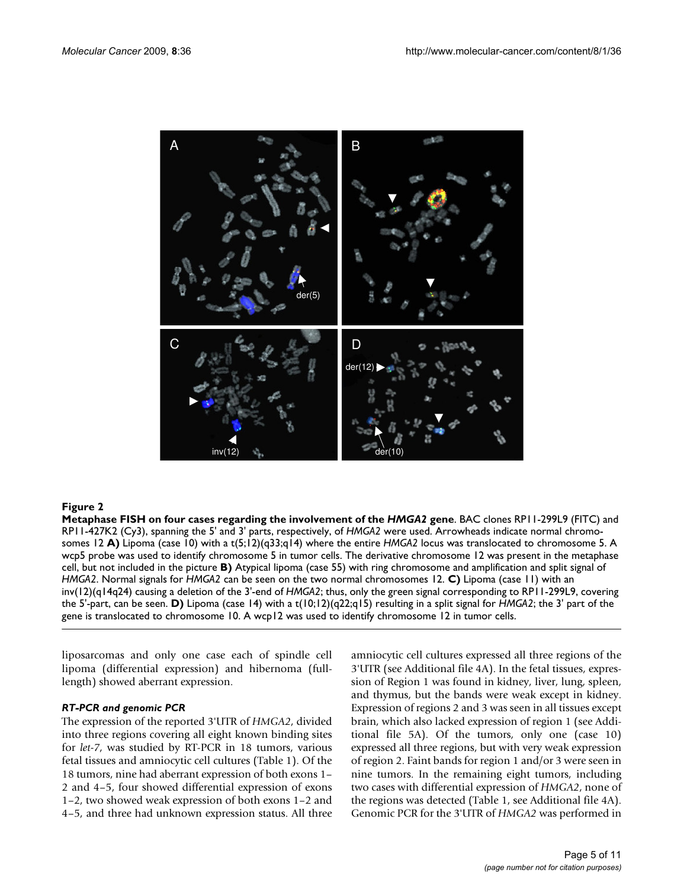A

der(5)

B

C

inv(12)

D

der(12)

der(10)

**Figure 2**

**Metaphase FISH on four cases regarding the involvement of the *HMGA2* gene**. BAC clones RP11-299L9 (FITC) and RP11-427K2 (Cy3), spanning the 5' and 3' parts, respectively, of *HMGA2* were used. Arrowheads indicate normal chromosomes 12 **A)** Lipoma (case 10) with a t(5;12)(q33;q14) where the entire *HMGA2* locus was translocated to chromosome 5. A wcp5 probe was used to identify chromosome 5 in tumor cells. The derivative chromosome 12 was present in the metaphase cell, but not included in the picture **B)** Atypical lipoma (case 55) with ring chromosome and amplification and split signal of *HMGA2*. Normal signals for *HMGA2* can be seen on the two normal chromosomes 12. **C)** Lipoma (case 11) with an inv(12)(q14q24) causing a deletion of the 3'-end of *HMGA2*; thus, only the green signal corresponding to RP11-299L9, covering the 5'-part, can be seen. **D)** Lipoma (case 14) with a t(10;12)(q22;q15) resulting in a split signal for *HMGA2*; the 3' part of the gene is translocated to chromosome 10. A wcp12 was used to identify chromosome 12 in tumor cells.

liposarcomas and only one case each of spindle cell lipoma (differential expression) and hibernoma (full-length) showed aberrant expression.

### *RT-PCR and genomic PCR*

The expression of the reported 3'UTR of *HMGA2*, divided into three regions covering all eight known binding sites for *let-7*, was studied by RT-PCR in 18 tumors, various fetal tissues and amniocytic cell cultures (Table 1). Of the 18 tumors, nine had aberrant expression of both exons 1–2 and 4–5, four showed differential expression of exons 1–2, two showed weak expression of both exons 1–2 and 4–5, and three had unknown expression status. All three amniocytic cell cultures expressed all three regions of the 3'UTR (see Additional file 4A). In the fetal tissues, expression of Region 1 was found in kidney, liver, lung, spleen, and thymus, but the bands were weak except in kidney. Expression of regions 2 and 3 was seen in all tissues except brain, which also lacked expression of region 1 (see Additional file 5A). Of the tumors, only one (case 10) expressed all three regions, but with very weak expression of region 2. Faint bands for region 1 and/or 3 were seen in nine tumors. In the remaining eight tumors, including two cases with differential expression of *HMGA2*, none of the regions was detected (Table 1, see Additional file 4A). Genomic PCR for the 3'UTR of *HMGA2* was performed in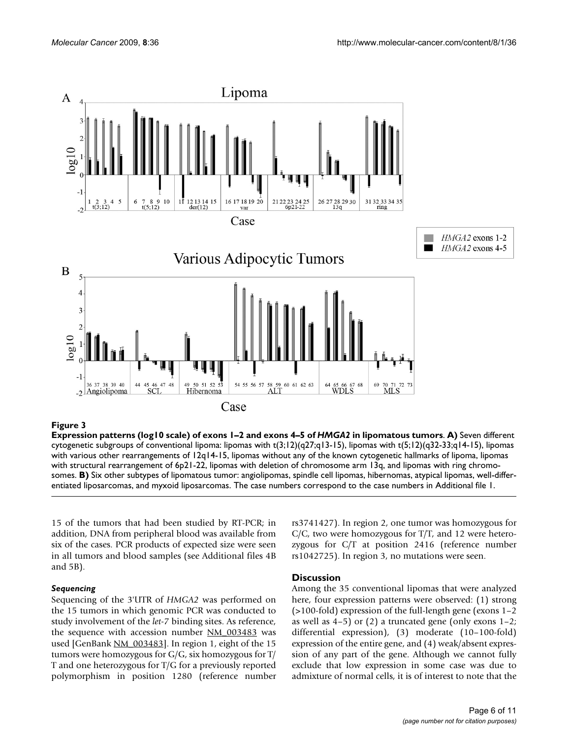**Figure 3**

**Expression patterns (log10 scale) of exons 1–2 and exons 4–5 of *HMGA2* in lipomatous tumors**. **A)** Seven different cytogenetic subgroups of conventional lipoma: lipomas with t(3;12)(q27;q13-15), lipomas with t(5;12)(q32-33;q14-15), lipomas with various other rearrangements of 12q14-15, lipomas without any of the known cytogenetic hallmarks of lipoma, lipomas with structural rearrangement of 6p21-22, lipomas with deletion of chromosome arm 13q, and lipomas with ring chromosomes. **B)** Six other subtypes of lipomatous tumor: angiolipomas, spindle cell lipomas, hibernomas, atypical lipomas, well-differentiated liposarcomas, and myxoid liposarcomas. The case numbers correspond to the case numbers in Additional file 1.

15 of the tumors that had been studied by RT-PCR; in addition, DNA from peripheral blood was available from six of the cases. PCR products of expected size were seen in all tumors and blood samples (see Additional files 4B and 5B).

### *Sequencing*

Sequencing of the 3'UTR of *HMGA2* was performed on the 15 tumors in which genomic PCR was conducted to study involvement of the *let-7* binding sites. As reference, the sequence with accession number NM_003483 was used [GenBank NM_003483]. In region 1, eight of the 15 tumors were homozygous for G/G, six homozygous for T/T and one heterozygous for T/G for a previously reported polymorphism in position 1280 (reference number rs3741427). In region 2, one tumor was homozygous for C/C, two were homozygous for T/T, and 12 were heterozygous for C/T at position 2416 (reference number rs1042725). In region 3, no mutations were seen.

## Discussion

Among the 35 conventional lipomas that were analyzed here, four expression patterns were observed: (1) strong (>100-fold) expression of the full-length gene (exons 1–2 as well as 4–5) or (2) a truncated gene (only exons 1–2; differential expression), (3) moderate (10–100-fold) expression of the entire gene, and (4) weak/absent expression of any part of the gene. Although we cannot fully exclude that low expression in some case was due to admixture of normal cells, it is of interest to note that the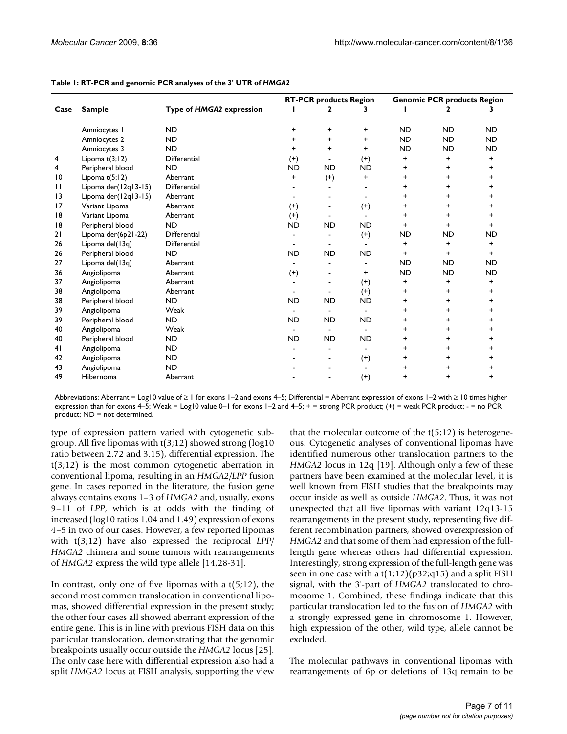**Table 1: RT-PCR and genomic PCR analyses of the 3' UTR of *HMGA2***

| Case | Sample | Type of *HMGA2* expression | RT-PCR products Region | | | Genomic PCR products Region | | |
|---|---|---|---|---|---|---|---|---|
| | | | 1 | 2 | 3 | 1 | 2 | 3 |
| | Amniocytes 1 | ND | + | + | + | ND | ND | ND |
| | Amniocytes 2 | ND | + | + | + | ND | ND | ND |
| | Amniocytes 3 | ND | + | + | + | ND | ND | ND |
| 4 | Lipoma t(3;12) | Differential | (+) | - | (+) | + | + | + |
| 4 | Peripheral blood | ND | ND | ND | ND | + | + | + |
| 10 | Lipoma t(5;12) | Aberrant | + | (+) | + | + | + | + |
| 11 | Lipoma der(12q13-15) | Differential | - | - | - | + | + | + |
| 13 | Lipoma der(12q13-15) | Aberrant | - | - | - | + | + | + |
| 17 | Variant Lipoma | Aberrant | (+) | - | (+) | + | + | + |
| 18 | Variant Lipoma | Aberrant | (+) | - | - | + | + | + |
| 18 | Peripheral blood | ND | ND | ND | ND | + | + | + |
| 21 | Lipoma der(6p21-22) | Differential | - | - | (+) | ND | ND | ND |
| 26 | Lipoma del(13q) | Differential | - | - | - | + | + | + |
| 26 | Peripheral blood | ND | ND | ND | ND | + | + | + |
| 27 | Lipoma del(13q) | Aberrant | - | - | - | ND | ND | ND |
| 36 | Angiolipoma | Aberrant | (+) | - | + | ND | ND | ND |
| 37 | Angiolipoma | Aberrant | - | - | (+) | + | + | + |
| 38 | Angiolipoma | Aberrant | - | - | (+) | + | + | + |
| 38 | Peripheral blood | ND | ND | ND | ND | + | + | + |
| 39 | Angiolipoma | Weak | - | - | - | + | + | + |
| 39 | Peripheral blood | ND | ND | ND | ND | + | + | + |
| 40 | Angiolipoma | Weak | - | - | - | + | + | + |
| 40 | Peripheral blood | ND | ND | ND | ND | + | + | + |
| 41 | Angiolipoma | ND | - | - | - | + | + | + |
| 42 | Angiolipoma | ND | - | - | (+) | + | + | + |
| 43 | Angiolipoma | ND | - | - | - | + | + | + |
| 49 | Hibernoma | Aberrant | - | - | (+) | + | + | + |

Abbreviations: Aberrant = Log10 value of ≥ 1 for exons 1–2 and exons 4–5; Differential = Aberrant expression of exons 1–2 with ≥ 10 times higher expression than for exons 4–5; Weak = Log10 value 0–1 for exons 1–2 and 4–5; + = strong PCR product; (+) = weak PCR product; - = no PCR product; ND = not determined.

type of expression pattern varied with cytogenetic subgroup. All five lipomas with t(3;12) showed strong (log10 ratio between 2.72 and 3.15), differential expression. The t(3;12) is the most common cytogenetic aberration in conventional lipoma, resulting in an *HMGA2/LPP* fusion gene. In cases reported in the literature, the fusion gene always contains exons 1–3 of *HMGA2* and, usually, exons 9–11 of *LPP*, which is at odds with the finding of increased (log10 ratios 1.04 and 1.49) expression of exons 4–5 in two of our cases. However, a few reported lipomas with t(3;12) have also expressed the reciprocal *LPP/HMGA2* chimera and some tumors with rearrangements of *HMGA2* express the wild type allele [14,28-31].

In contrast, only one of five lipomas with a t(5;12), the second most common translocation in conventional lipomas, showed differential expression in the present study; the other four cases all showed aberrant expression of the entire gene. This is in line with previous FISH data on this particular translocation, demonstrating that the genomic breakpoints usually occur outside the *HMGA2* locus [25]. The only case here with differential expression also had a split *HMGA2* locus at FISH analysis, supporting the view that the molecular outcome of the t(5;12) is heterogeneous. Cytogenetic analyses of conventional lipomas have identified numerous other translocation partners to the *HMGA2* locus in 12q [19]. Although only a few of these partners have been examined at the molecular level, it is well known from FISH studies that the breakpoints may occur inside as well as outside *HMGA2*. Thus, it was not unexpected that all five lipomas with variant 12q13-15 rearrangements in the present study, representing five different recombination partners, showed overexpression of *HMGA2* and that some of them had expression of the full-length gene whereas others had differential expression. Interestingly, strong expression of the full-length gene was seen in one case with a t(1;12)(p32;q15) and a split FISH signal, with the 3'-part of *HMGA2* translocated to chromosome 1. Combined, these findings indicate that this particular translocation led to the fusion of *HMGA2* with a strongly expressed gene in chromosome 1. However, high expression of the other, wild type, allele cannot be excluded.

The molecular pathways in conventional lipomas with rearrangements of 6p or deletions of 13q remain to be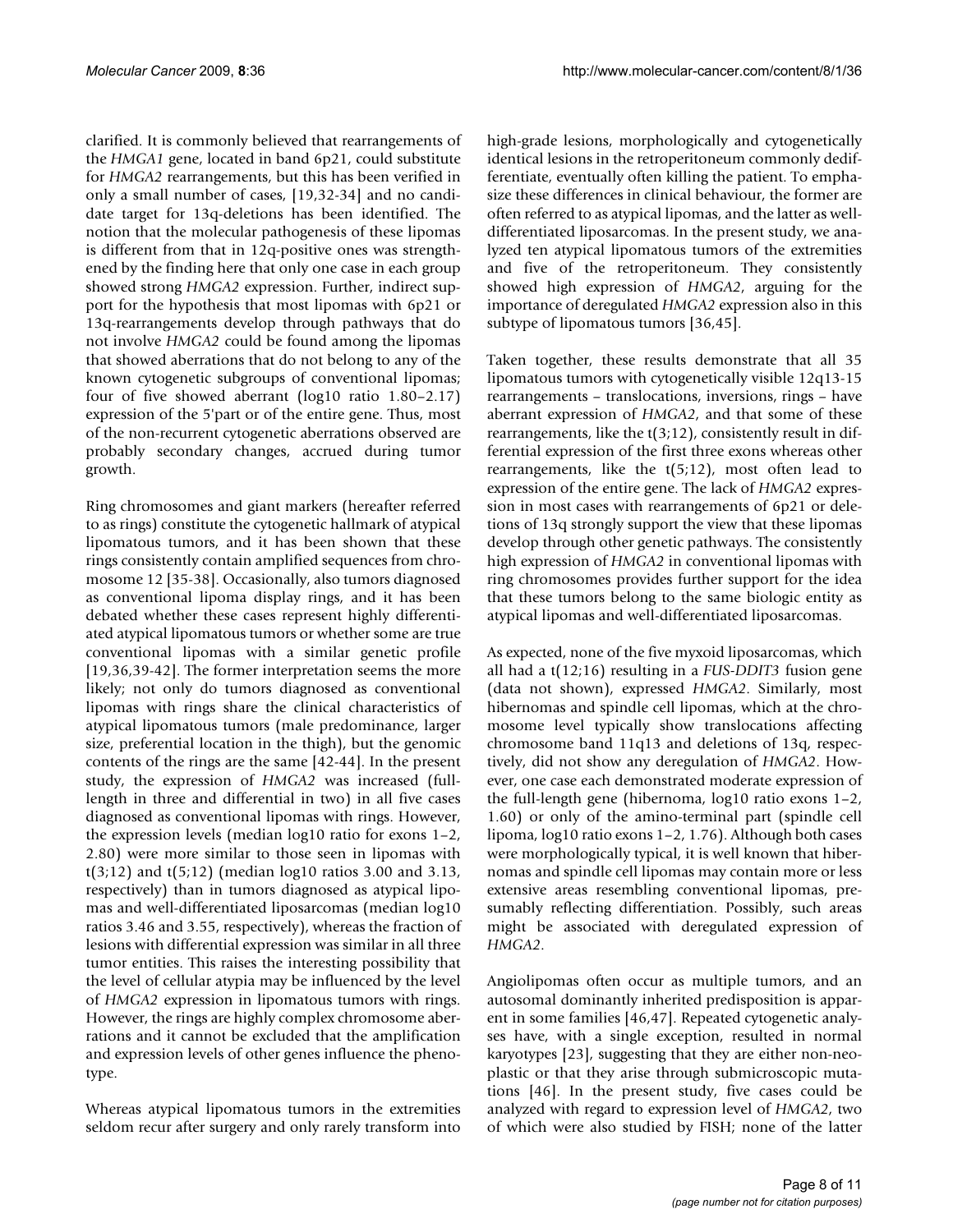clarified. It is commonly believed that rearrangements of the *HMGA1* gene, located in band 6p21, could substitute for *HMGA2* rearrangements, but this has been verified in only a small number of cases, [19,32-34] and no candidate target for 13q-deletions has been identified. The notion that the molecular pathogenesis of these lipomas is different from that in 12q-positive ones was strengthened by the finding here that only one case in each group showed strong *HMGA2* expression. Further, indirect support for the hypothesis that most lipomas with 6p21 or 13q-rearrangements develop through pathways that do not involve *HMGA2* could be found among the lipomas that showed aberrations that do not belong to any of the known cytogenetic subgroups of conventional lipomas; four of five showed aberrant (log10 ratio 1.80–2.17) expression of the 5'part or of the entire gene. Thus, most of the non-recurrent cytogenetic aberrations observed are probably secondary changes, accrued during tumor growth.

Ring chromosomes and giant markers (hereafter referred to as rings) constitute the cytogenetic hallmark of atypical lipomatous tumors, and it has been shown that these rings consistently contain amplified sequences from chromosome 12 [35-38]. Occasionally, also tumors diagnosed as conventional lipoma display rings, and it has been debated whether these cases represent highly differentiated atypical lipomatous tumors or whether some are true conventional lipomas with a similar genetic profile [19,36,39-42]. The former interpretation seems the more likely; not only do tumors diagnosed as conventional lipomas with rings share the clinical characteristics of atypical lipomatous tumors (male predominance, larger size, preferential location in the thigh), but the genomic contents of the rings are the same [42-44]. In the present study, the expression of *HMGA2* was increased (full-length in three and differential in two) in all five cases diagnosed as conventional lipomas with rings. However, the expression levels (median log10 ratio for exons 1–2, 2.80) were more similar to those seen in lipomas with t(3;12) and t(5;12) (median log10 ratios 3.00 and 3.13, respectively) than in tumors diagnosed as atypical lipomas and well-differentiated liposarcomas (median log10 ratios 3.46 and 3.55, respectively), whereas the fraction of lesions with differential expression was similar in all three tumor entities. This raises the interesting possibility that the level of cellular atypia may be influenced by the level of *HMGA2* expression in lipomatous tumors with rings. However, the rings are highly complex chromosome aberrations and it cannot be excluded that the amplification and expression levels of other genes influence the phenotype.

Whereas atypical lipomatous tumors in the extremities seldom recur after surgery and only rarely transform into high-grade lesions, morphologically and cytogenetically identical lesions in the retroperitoneum commonly dedifferentiate, eventually often killing the patient. To emphasize these differences in clinical behaviour, the former are often referred to as atypical lipomas, and the latter as well-differentiated liposarcomas. In the present study, we analyzed ten atypical lipomatous tumors of the extremities and five of the retroperitoneum. They consistently showed high expression of *HMGA2*, arguing for the importance of deregulated *HMGA2* expression also in this subtype of lipomatous tumors [36,45].

Taken together, these results demonstrate that all 35 lipomatous tumors with cytogenetically visible 12q13-15 rearrangements – translocations, inversions, rings – have aberrant expression of *HMGA2*, and that some of these rearrangements, like the t(3;12), consistently result in differential expression of the first three exons whereas other rearrangements, like the t(5;12), most often lead to expression of the entire gene. The lack of *HMGA2* expression in most cases with rearrangements of 6p21 or deletions of 13q strongly support the view that these lipomas develop through other genetic pathways. The consistently high expression of *HMGA2* in conventional lipomas with ring chromosomes provides further support for the idea that these tumors belong to the same biologic entity as atypical lipomas and well-differentiated liposarcomas.

As expected, none of the five myxoid liposarcomas, which all had a t(12;16) resulting in a *FUS-DDIT3* fusion gene (data not shown), expressed *HMGA2*. Similarly, most hibernomas and spindle cell lipomas, which at the chromosome level typically show translocations affecting chromosome band 11q13 and deletions of 13q, respectively, did not show any deregulation of *HMGA2*. However, one case each demonstrated moderate expression of the full-length gene (hibernoma, log10 ratio exons 1–2, 1.60) or only of the amino-terminal part (spindle cell lipoma, log10 ratio exons 1–2, 1.76). Although both cases were morphologically typical, it is well known that hibernomas and spindle cell lipomas may contain more or less extensive areas resembling conventional lipomas, presumably reflecting differentiation. Possibly, such areas might be associated with deregulated expression of *HMGA2*.

Angiolipomas often occur as multiple tumors, and an autosomal dominantly inherited predisposition is apparent in some families [46,47]. Repeated cytogenetic analyses have, with a single exception, resulted in normal karyotypes [23], suggesting that they are either non-neoplastic or that they arise through submicroscopic mutations [46]. In the present study, five cases could be analyzed with regard to expression level of *HMGA2*, two of which were also studied by FISH; none of the latter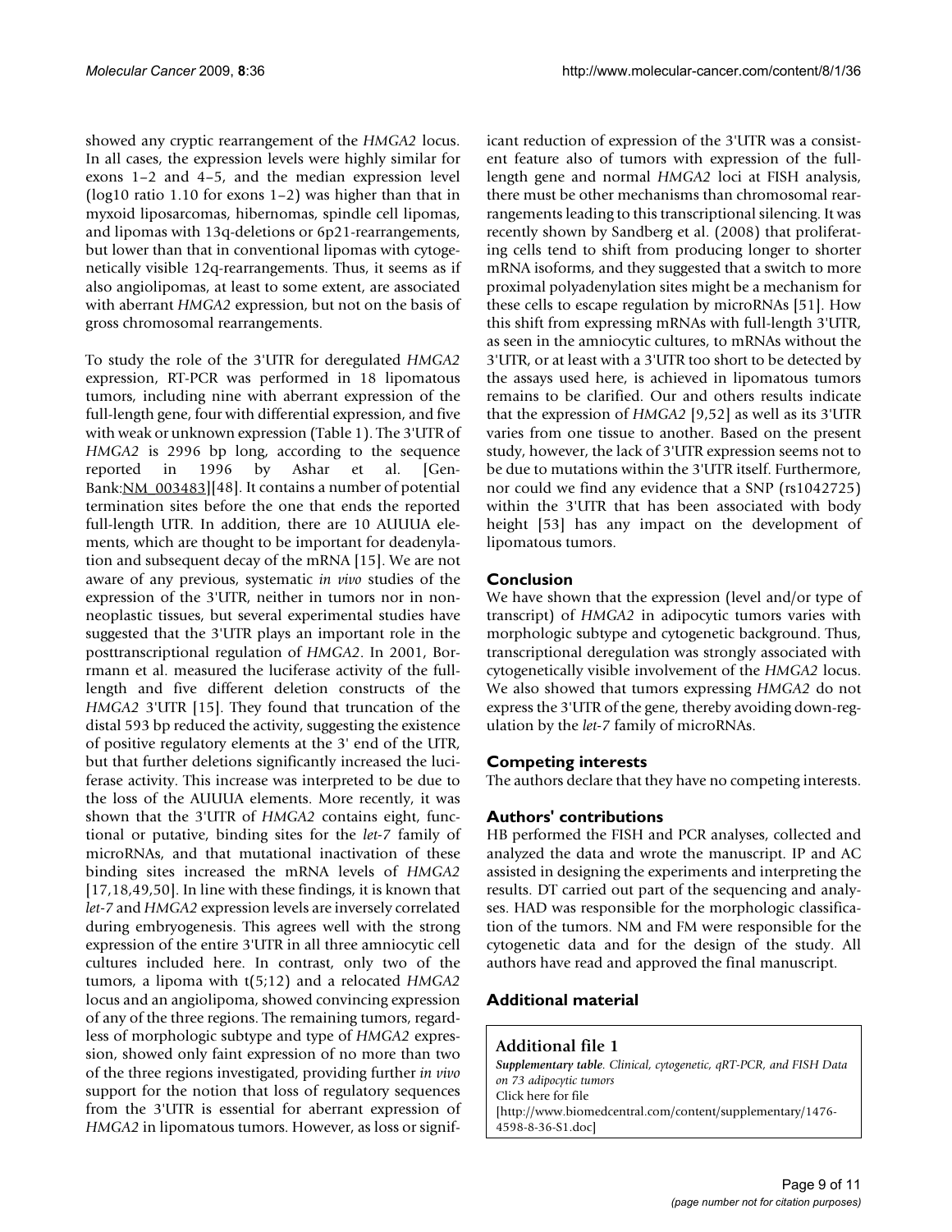showed any cryptic rearrangement of the *HMGA2* locus. In all cases, the expression levels were highly similar for exons 1–2 and 4–5, and the median expression level (log10 ratio 1.10 for exons 1–2) was higher than that in myxoid liposarcomas, hibernomas, spindle cell lipomas, and lipomas with 13q-deletions or 6p21-rearrangements, but lower than that in conventional lipomas with cytogenetically visible 12q-rearrangements. Thus, it seems as if also angiolipomas, at least to some extent, are associated with aberrant *HMGA2* expression, but not on the basis of gross chromosomal rearrangements.

To study the role of the 3'UTR for deregulated *HMGA2* expression, RT-PCR was performed in 18 lipomatous tumors, including nine with aberrant expression of the full-length gene, four with differential expression, and five with weak or unknown expression (Table 1). The 3'UTR of *HMGA2* is 2996 bp long, according to the sequence reported in 1996 by Ashar et al. [GenBank:NM_003483][48]. It contains a number of potential termination sites before the one that ends the reported full-length UTR. In addition, there are 10 AUUUA elements, which are thought to be important for deadenylation and subsequent decay of the mRNA [15]. We are not aware of any previous, systematic *in vivo* studies of the expression of the 3'UTR, neither in tumors nor in non-neoplastic tissues, but several experimental studies have suggested that the 3'UTR plays an important role in the posttranscriptional regulation of *HMGA2*. In 2001, Borrmann et al. measured the luciferase activity of the full-length and five different deletion constructs of the *HMGA2* 3'UTR [15]. They found that truncation of the distal 593 bp reduced the activity, suggesting the existence of positive regulatory elements at the 3' end of the UTR, but that further deletions significantly increased the luciferase activity. This increase was interpreted to be due to the loss of the AUUUA elements. More recently, it was shown that the 3'UTR of *HMGA2* contains eight, functional or putative, binding sites for the *let-7* family of microRNAs, and that mutational inactivation of these binding sites increased the mRNA levels of *HMGA2* [17,18,49,50]. In line with these findings, it is known that *let-7* and *HMGA2* expression levels are inversely correlated during embryogenesis. This agrees well with the strong expression of the entire 3'UTR in all three amniocytic cell cultures included here. In contrast, only two of the tumors, a lipoma with t(5;12) and a relocated *HMGA2* locus and an angiolipoma, showed convincing expression of any of the three regions. The remaining tumors, regardless of morphologic subtype and type of *HMGA2* expression, showed only faint expression of no more than two of the three regions investigated, providing further *in vivo* support for the notion that loss of regulatory sequences from the 3'UTR is essential for aberrant expression of *HMGA2* in lipomatous tumors. However, as loss or significant reduction of expression of the 3'UTR was a consistent feature also of tumors with expression of the full-length gene and normal *HMGA2* loci at FISH analysis, there must be other mechanisms than chromosomal rearrangements leading to this transcriptional silencing. It was recently shown by Sandberg et al. (2008) that proliferating cells tend to shift from producing longer to shorter mRNA isoforms, and they suggested that a switch to more proximal polyadenylation sites might be a mechanism for these cells to escape regulation by microRNAs [51]. How this shift from expressing mRNAs with full-length 3'UTR, as seen in the amniocytic cultures, to mRNAs without the 3'UTR, or at least with a 3'UTR too short to be detected by the assays used here, is achieved in lipomatous tumors remains to be clarified. Our and others results indicate that the expression of *HMGA2* [9,52] as well as its 3'UTR varies from one tissue to another. Based on the present study, however, the lack of 3'UTR expression seems not to be due to mutations within the 3'UTR itself. Furthermore, nor could we find any evidence that a SNP (rs1042725) within the 3'UTR that has been associated with body height [53] has any impact on the development of lipomatous tumors.

## Conclusion

We have shown that the expression (level and/or type of transcript) of *HMGA2* in adipocytic tumors varies with morphologic subtype and cytogenetic background. Thus, transcriptional deregulation was strongly associated with cytogenetically visible involvement of the *HMGA2* locus. We also showed that tumors expressing *HMGA2* do not express the 3'UTR of the gene, thereby avoiding down-regulation by the *let-7* family of microRNAs.

## Competing interests

The authors declare that they have no competing interests.

## Authors' contributions

HB performed the FISH and PCR analyses, collected and analyzed the data and wrote the manuscript. IP and AC assisted in designing the experiments and interpreting the results. DT carried out part of the sequencing and analyses. HAD was responsible for the morphologic classification of the tumors. NM and FM were responsible for the cytogenetic data and for the design of the study. All authors have read and approved the final manuscript.

## Additional material

**Additional file 1**
***Supplementary table****. Clinical, cytogenetic, qRT-PCR, and FISH Data on 73 adipocytic tumors*
Click here for file
[http://www.biomedcentral.com/content/supplementary/1476-4598-8-36-S1.doc]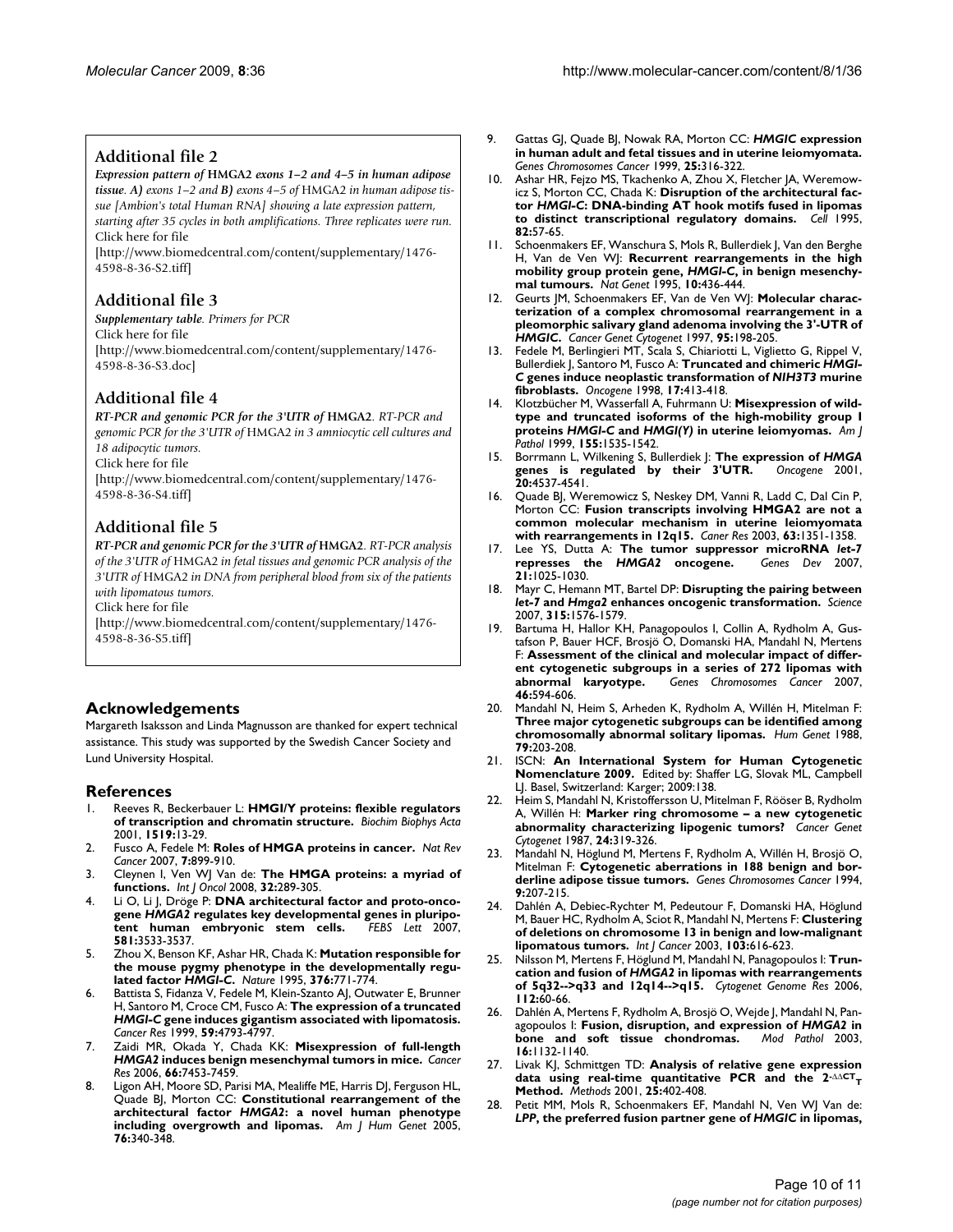## Additional file 2

***Expression pattern of* HMGA2 *exons 1–2 and 4–5 in human adipose tissue*.** *A) exons 1–2 and B) exons 4–5 of* HMGA2 *in human adipose tissue [Ambion's total Human RNA] showing a late expression pattern, starting after 35 cycles in both amplifications. Three replicates were run.*
Click here for file
[http://www.biomedcentral.com/content/supplementary/1476-4598-8-36-S2.tiff]

## Additional file 3

***Supplementary table*.** *Primers for PCR*
Click here for file
[http://www.biomedcentral.com/content/supplementary/1476-4598-8-36-S3.doc]

## Additional file 4

***RT-PCR and genomic PCR for the 3'UTR of* HMGA2.** *RT-PCR and genomic PCR for the 3'UTR of* HMGA2 *in 3 amniocytic cell cultures and 18 adipocytic tumors.*
Click here for file
[http://www.biomedcentral.com/content/supplementary/1476-4598-8-36-S4.tiff]

## Additional file 5

***RT-PCR and genomic PCR for the 3'UTR of* HMGA2.** *RT-PCR analysis of the 3'UTR of* HMGA2 *in fetal tissues and genomic PCR analysis of the 3'UTR of* HMGA2 *in DNA from peripheral blood from six of the patients with lipomatous tumors.*
Click here for file
[http://www.biomedcentral.com/content/supplementary/1476-4598-8-36-S5.tiff]

## Acknowledgements

Margareth Isaksson and Linda Magnusson are thanked for expert technical assistance. This study was supported by the Swedish Cancer Society and Lund University Hospital.

## References

1. Reeves R, Beckerbauer L: **HMGI/Y proteins: flexible regulators of transcription and chromatin structure.** *Biochim Biophys Acta* 2001, **1519:**13-29.
2. Fusco A, Fedele M: **Roles of HMGA proteins in cancer.** *Nat Rev Cancer* 2007, **7:**899-910.
3. Cleynen I, Ven WJ Van de: **The HMGA proteins: a myriad of functions.** *Int J Oncol* 2008, **32:**289-305.
4. Li O, Li J, Dröge P: **DNA architectural factor and proto-oncogene *HMGA2* regulates key developmental genes in pluripotent human embryonic stem cells.** *FEBS Lett* 2007, **581:**3533-3537.
5. Zhou X, Benson KF, Ashar HR, Chada K: **Mutation responsible for the mouse pygmy phenotype in the developmentally regulated factor *HMGI-C*.** *Nature* 1995, **376:**771-774.
6. Battista S, Fidanza V, Fedele M, Klein-Szanto AJ, Outwater E, Brunner H, Santoro M, Croce CM, Fusco A: **The expression of a truncated *HMGI-C* gene induces gigantism associated with lipomatosis.** *Cancer Res* 1999, **59:**4793-4797.
7. Zaidi MR, Okada Y, Chada KK: **Misexpression of full-length *HMGA2* induces benign mesenchymal tumors in mice.** *Cancer Res* 2006, **66:**7453-7459.
8. Ligon AH, Moore SD, Parisi MA, Mealiffe ME, Harris DJ, Ferguson HL, Quade BJ, Morton CC: **Constitutional rearrangement of the architectural factor *HMGA2*: a novel human phenotype including overgrowth and lipomas.** *Am J Hum Genet* 2005, **76:**340-348.
9. Gattas GJ, Quade BJ, Nowak RA, Morton CC: ***HMGIC* expression in human adult and fetal tissues and in uterine leiomyomata.** *Genes Chromosomes Cancer* 1999, **25:**316-322.
10. Ashar HR, Fejzo MS, Tkachenko A, Zhou X, Fletcher JA, Weremowicz S, Morton CC, Chada K: **Disruption of the architectural factor *HMGI-C*: DNA-binding AT hook motifs fused in lipomas to distinct transcriptional regulatory domains.** *Cell* 1995, **82:**57-65.
11. Schoenmakers EF, Wanschura S, Mols R, Bullerdiek J, Van den Berghe H, Van de Ven WJ: **Recurrent rearrangements in the high mobility group protein gene, *HMGI-C*, in benign mesenchymal tumours.** *Nat Genet* 1995, **10:**436-444.
12. Geurts JM, Schoenmakers EF, Van de Ven WJ: **Molecular characterization of a complex chromosomal rearrangement in a pleomorphic salivary gland adenoma involving the 3'-UTR of *HMGIC*.** *Cancer Genet Cytogenet* 1997, **95:**198-205.
13. Fedele M, Berlingieri MT, Scala S, Chiariotti L, Viglietto G, Rippel V, Bullerdiek J, Santoro M, Fusco A: **Truncated and chimeric *HMGI-C* genes induce neoplastic transformation of *NIH3T3* murine fibroblasts.** *Oncogene* 1998, **17:**413-418.
14. Klotzbücher M, Wasserfall A, Fuhrmann U: **Misexpression of wild-type and truncated isoforms of the high-mobility group I proteins *HMGI-C* and *HMGI(Y)* in uterine leiomyomas.** *Am J Pathol* 1999, **155:**1535-1542.
15. Borrmann L, Wilkening S, Bullerdiek J: **The expression of *HMGA* genes is regulated by their 3'UTR.** *Oncogene* 2001, **20:**4537-4541.
16. Quade BJ, Weremowicz S, Neskey DM, Vanni R, Ladd C, Dal Cin P, Morton CC: **Fusion transcripts involving HMGA2 are not a common molecular mechanism in uterine leiomyomata with rearrangements in 12q15.** *Caner Res* 2003, **63:**1351-1358.
17. Lee YS, Dutta A: **The tumor suppressor microRNA *let-7* represses the *HMGA2* oncogene.** *Genes Dev* 2007, **21:**1025-1030.
18. Mayr C, Hemann MT, Bartel DP: **Disrupting the pairing between *let-7* and *Hmga2* enhances oncogenic transformation.** *Science* 2007, **315:**1576-1579.
19. Bartuma H, Hallor KH, Panagopoulos I, Collin A, Rydholm A, Gustafson P, Bauer HCF, Brosjö O, Domanski HA, Mandahl N, Mertens F: **Assessment of the clinical and molecular impact of different cytogenetic subgroups in a series of 272 lipomas with abnormal karyotype.** *Genes Chromosomes Cancer* 2007, **46:**594-606.
20. Mandahl N, Heim S, Arheden K, Rydholm A, Willén H, Mitelman F: **Three major cytogenetic subgroups can be identified among chromosomally abnormal solitary lipomas.** *Hum Genet* 1988, **79:**203-208.
21. ISCN: **An International System for Human Cytogenetic Nomenclature 2009.** Edited by: Shaffer LG, Slovak ML, Campbell LJ. Basel, Switzerland: Karger; 2009:138.
22. Heim S, Mandahl N, Kristoffersson U, Mitelman F, Rööser B, Rydholm A, Willén H: **Marker ring chromosome – a new cytogenetic abnormality characterizing lipogenic tumors?** *Cancer Genet Cytogenet* 1987, **24:**319-326.
23. Mandahl N, Höglund M, Mertens F, Rydholm A, Willén H, Brosjö O, Mitelman F: **Cytogenetic aberrations in 188 benign and borderline adipose tissue tumors.** *Genes Chromosomes Cancer* 1994, **9:**207-215.
24. Dahlén A, Debiec-Rychter M, Pedeutour F, Domanski HA, Höglund M, Bauer HC, Rydholm A, Sciot R, Mandahl N, Mertens F: **Clustering of deletions on chromosome 13 in benign and low-malignant lipomatous tumors.** *Int J Cancer* 2003, **103:**616-623.
25. Nilsson M, Mertens F, Höglund M, Mandahl N, Panagopoulos I: **Truncation and fusion of *HMGA2* in lipomas with rearrangements of 5q32-->q33 and 12q14-->q15.** *Cytogenet Genome Res* 2006, **112:**60-66.
26. Dahlén A, Mertens F, Rydholm A, Brosjö O, Wejde J, Mandahl N, Panagopoulos I: **Fusion, disruption, and expression of *HMGA2* in bone and soft tissue chondromas.** *Mod Pathol* 2003, **16:**1132-1140.
27. Livak KJ, Schmittgen TD: **Analysis of relative gene expression data using real-time quantitative PCR and the $2^{-\Delta\Delta CT}$ Method.** *Methods* 2001, **25:**402-408.
28. Petit MM, Mols R, Schoenmakers EF, Mandahl N, Ven WJ Van de: ***LPP*, the preferred fusion partner gene of *HMGIC* in lipomas,**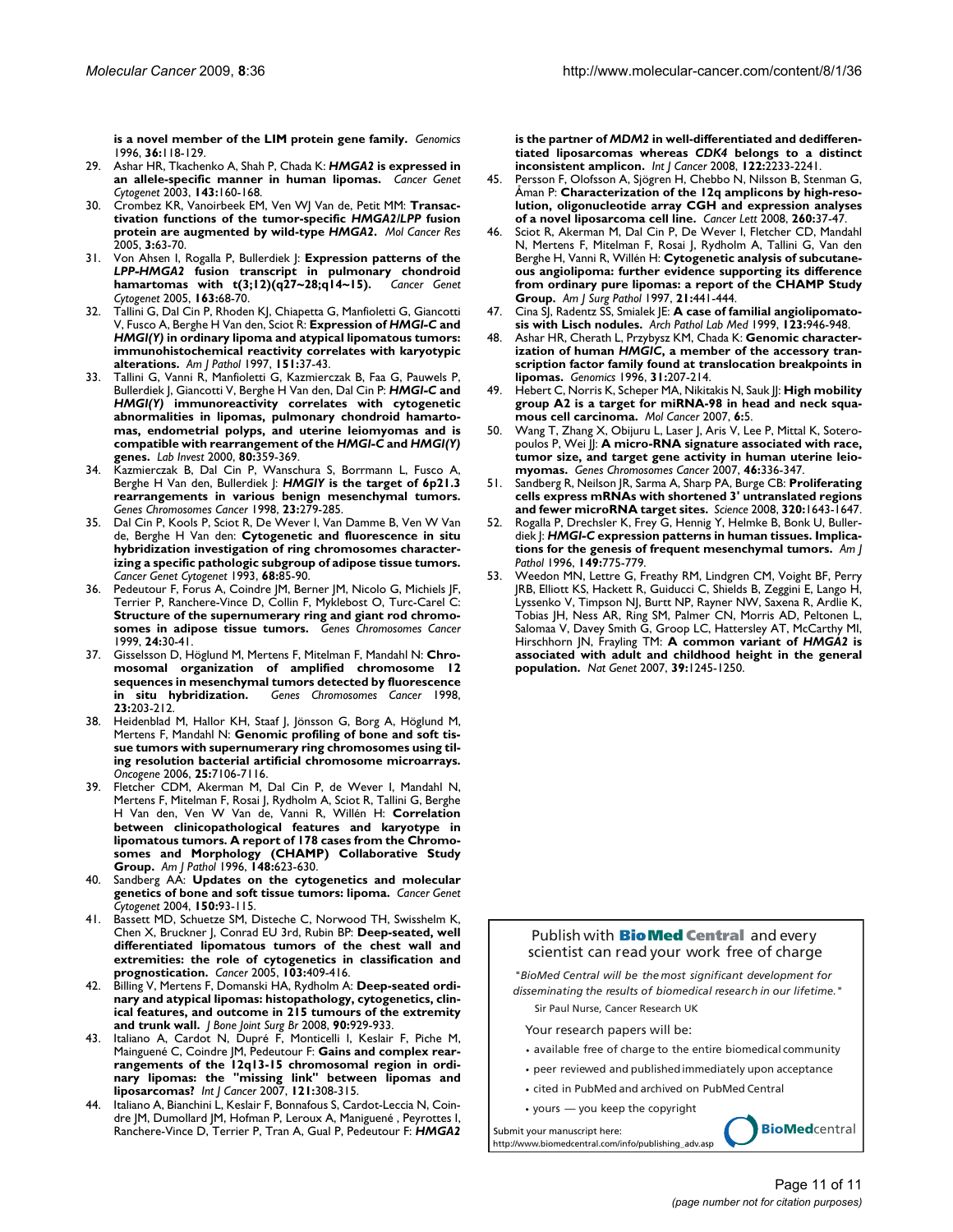is a novel member of the LIM protein gene family. *Genomics* 1996, 36:118-129.

29. Ashar HR, Tkachenko A, Shah P, Chada K: ***HMGA2* is expressed in an allele-specific manner in human lipomas.** *Cancer Genet Cytogenet* 2003, 143:160-168.
30. Crombez KR, Vanoirbeek EM, Ven WJ Van de, Petit MM: **Transactivation functions of the tumor-specific *HMGA2/LPP* fusion protein are augmented by wild-type *HMGA2*.** *Mol Cancer Res* 2005, 3:63-70.
31. Von Ahsen I, Rogalla P, Bullerdiek J: **Expression patterns of the *LPP-HMGA2* fusion transcript in pulmonary chondroid hamartomas with t(3;12)(q27~28;q14~15).** *Cancer Genet Cytogenet* 2005, 163:68-70.
32. Tallini G, Dal Cin P, Rhoden KJ, Chiapetta G, Manfioletti G, Giancotti V, Fusco A, Berghe H Van den, Sciot R: **Expression of *HMGI-C* and *HMGI(Y)* in ordinary lipoma and atypical lipomatous tumors: immunohistochemical reactivity correlates with karyotypic alterations.** *Am J Pathol* 1997, 151:37-43.
33. Tallini G, Vanni R, Manfioletti G, Kazmierczak B, Faa G, Pauwels P, Bullerdiek J, Giancotti V, Berghe H Van den, Dal Cin P: ***HMGI-C* and *HMGI(Y)* immunoreactivity correlates with cytogenetic abnormalities in lipomas, pulmonary chondroid hamartomas, endometrial polyps, and uterine leiomyomas and is compatible with rearrangement of the *HMGI-C* and *HMGI(Y)* genes.** *Lab Invest* 2000, 80:359-369.
34. Kazmierczak B, Dal Cin P, Wanschura S, Borrmann L, Fusco A, Berghe H Van den, Bullerdiek J: ***HMGIY* is the target of 6p21.3 rearrangements in various benign mesenchymal tumors.** *Genes Chromosomes Cancer* 1998, 23:279-285.
35. Dal Cin P, Kools P, Sciot R, De Wever I, Van Damme B, Ven W Van de, Berghe H Van den: **Cytogenetic and fluorescence in situ hybridization investigation of ring chromosomes characterizing a specific pathologic subgroup of adipose tissue tumors.** *Cancer Genet Cytogenet* 1993, 68:85-90.
36. Pedeutour F, Forus A, Coindre JM, Berner JM, Nicolo G, Michiels JF, Terrier P, Ranchere-Vince D, Collin F, Myklebost O, Turc-Carel C: **Structure of the supernumerary ring and giant rod chromosomes in adipose tissue tumors.** *Genes Chromosomes Cancer* 1999, 24:30-41.
37. Gisselsson D, Höglund M, Mertens F, Mitelman F, Mandahl N: **Chromosomal organization of amplified chromosome 12 sequences in mesenchymal tumors detected by fluorescence in situ hybridization.** *Genes Chromosomes Cancer* 1998, 23:203-212.
38. Heidenblad M, Hallor KH, Staaf J, Jönsson G, Borg A, Höglund M, Mertens F, Mandahl N: **Genomic profiling of bone and soft tissue tumors with supernumerary ring chromosomes using tiling resolution bacterial artificial chromosome microarrays.** *Oncogene* 2006, 25:7106-7116.
39. Fletcher CDM, Akerman M, Dal Cin P, de Wever I, Mandahl N, Mertens F, Mitelman F, Rosai J, Rydholm A, Sciot R, Tallini G, Berghe H Van den, Ven W Van de, Vanni R, Willén H: **Correlation between clinicopathological features and karyotype in lipomatous tumors. A report of 178 cases from the Chromosomes and Morphology (CHAMP) Collaborative Study Group.** *Am J Pathol* 1996, 148:623-630.
40. Sandberg AA: **Updates on the cytogenetics and molecular genetics of bone and soft tissue tumors: lipoma.** *Cancer Genet Cytogenet* 2004, 150:93-115.
41. Bassett MD, Schuetze SM, Disteche C, Norwood TH, Swisshelm K, Chen X, Bruckner J, Conrad EU 3rd, Rubin BP: **Deep-seated, well differentiated lipomatous tumors of the chest wall and extremities: the role of cytogenetics in classification and prognostication.** *Cancer* 2005, 103:409-416.
42. Billing V, Mertens F, Domanski HA, Rydholm A: **Deep-seated ordinary and atypical lipomas: histopathology, cytogenetics, clinical features, and outcome in 215 tumours of the extremity and trunk wall.** *J Bone Joint Surg Br* 2008, 90:929-933.
43. Italiano A, Cardot N, Dupré F, Monticelli I, Keslair F, Piche M, Mainguené C, Coindre JM, Pedeutour F: **Gains and complex rearrangements of the 12q13-15 chromosomal region in ordinary lipomas: the "missing link" between lipomas and liposarcomas?** *Int J Cancer* 2007, 121:308-315.
44. Italiano A, Bianchini L, Keslair F, Bonnafous S, Cardot-Leccia N, Coindre JM, Dumollard JM, Hofman P, Leroux A, Maniguené , Peyrottes I, Ranchere-Vince D, Terrier P, Tran A, Gual P, Pedeutour F: ***HMGA2* is the partner of *MDM2* in well-differentiated and dedifferentiated liposarcomas whereas *CDK4* belongs to a distinct inconsistent amplicon.** *Int J Cancer* 2008, 122:2233-2241.
45. Persson F, Olofsson A, Sjögren H, Chebbo N, Nilsson B, Stenman G, Åman P: **Characterization of the 12q amplicons by high-resolution, oligonucleotide array CGH and expression analyses of a novel liposarcoma cell line.** *Cancer Lett* 2008, 260:37-47.
46. Sciot R, Akerman M, Dal Cin P, De Wever I, Fletcher CD, Mandahl N, Mertens F, Mitelman F, Rosai J, Rydholm A, Tallini G, Van den Berghe H, Vanni R, Willén H: **Cytogenetic analysis of subcutaneous angiolipoma: further evidence supporting its difference from ordinary pure lipomas: a report of the CHAMP Study Group.** *Am J Surg Pathol* 1997, 21:441-444.
47. Cina SJ, Radentz SS, Smialek JE: **A case of familial angiolipomatosis with Lisch nodules.** *Arch Pathol Lab Med* 1999, 123:946-948.
48. Ashar HR, Cherath L, Przybysz KM, Chada K: **Genomic characterization of human *HMGIC*, a member of the accessory transcription factor family found at translocation breakpoints in lipomas.** *Genomics* 1996, 31:207-214.
49. Hebert C, Norris K, Scheper MA, Nikitakis N, Sauk JJ: **High mobility group A2 is a target for miRNA-98 in head and neck squamous cell carcinoma.** *Mol Cancer* 2007, 6:5.
50. Wang T, Zhang X, Obijuru L, Laser J, Aris V, Lee P, Mittal K, Soteropoulos P, Wei JJ: **A micro-RNA signature associated with race, tumor size, and target gene activity in human uterine leiomyomas.** *Genes Chromosomes Cancer* 2007, 46:336-347.
51. Sandberg R, Neilson JR, Sarma A, Sharp PA, Burge CB: **Proliferating cells express mRNAs with shortened 3' untranslated regions and fewer microRNA target sites.** *Science* 2008, 320:1643-1647.
52. Rogalla P, Drechsler K, Frey G, Hennig Y, Helmke B, Bonk U, Bullerdiek J: ***HMGI-C* expression patterns in human tissues. Implications for the genesis of frequent mesenchymal tumors.** *Am J Pathol* 1996, 149:775-779.
53. Weedon MN, Lettre G, Freathy RM, Lindgren CM, Voight BF, Perry JRB, Elliott KS, Hackett R, Guiducci C, Shields B, Zeggini E, Lango H, Lyssenko V, Timpson NJ, Burtt NP, Rayner NW, Saxena R, Ardlie K, Tobias JH, Ness AR, Ring SM, Palmer CN, Morris AD, Peltonen L, Salomaa V, Davey Smith G, Groop LC, Hattersley AT, McCarthy MI, Hirschhorn JN, Frayling TM: **A common variant of *HMGA2* is associated with adult and childhood height in the general population.** *Nat Genet* 2007, 39:1245-1250.

Publish with **BioMed Central** and every scientist can read your work free of charge

*"BioMed Central will be the most significant development for disseminating the results of biomedical research in our lifetime."*

Sir Paul Nurse, Cancer Research UK

Your research papers will be:

- available free of charge to the entire biomedical community
- peer reviewed and published immediately upon acceptance
- cited in PubMed and archived on PubMed Central
- yours — you keep the copyright

Submit your manuscript here:
http://www.biomedcentral.com/info/publishing_adv.asp

BioMedcentral